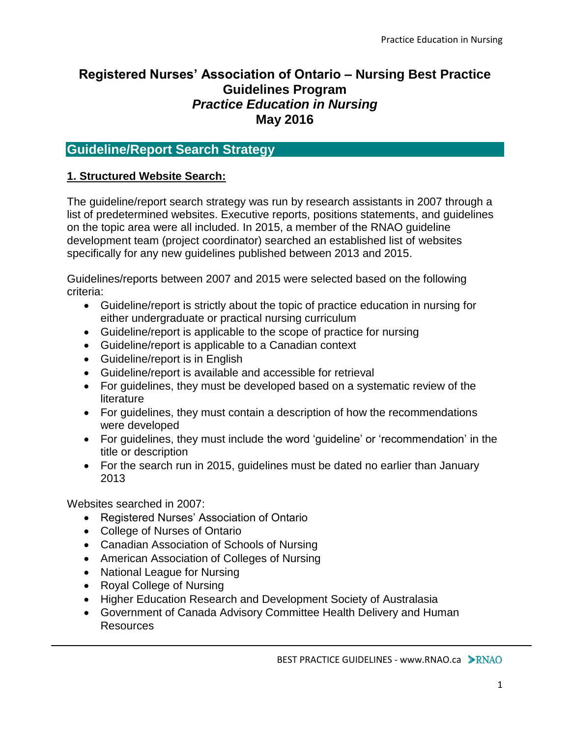# Registered Nurses' Association of Ontario – Nursing Best Practice Guidelines Program

## *Practice Education in Nursing*

## May 2016

## Guideline/Report Search Strategy

### 1. Structured Website Search:

The guideline/report search strategy was run by research assistants in 2007 through a list of predetermined websites. Executive reports, positions statements, and guidelines on the topic area were all included. In 2015, a member of the RNAO guideline development team (project coordinator) searched an established list of websites specifically for any new guidelines published between 2013 and 2015.

Guidelines/reports between 2007 and 2015 were selected based on the following criteria:

- Guideline/report is strictly about the topic of practice education in nursing for either undergraduate or practical nursing curriculum
- Guideline/report is applicable to the scope of practice for nursing
- Guideline/report is applicable to a Canadian context
- Guideline/report is in English
- Guideline/report is available and accessible for retrieval
- For guidelines, they must be developed based on a systematic review of the literature
- For guidelines, they must contain a description of how the recommendations were developed
- For guidelines, they must include the word 'guideline' or 'recommendation' in the title or description
- For the search run in 2015, guidelines must be dated no earlier than January 2013

Websites searched in 2007:

- Registered Nurses' Association of Ontario
- College of Nurses of Ontario
- Canadian Association of Schools of Nursing
- American Association of Colleges of Nursing
- National League for Nursing
- Royal College of Nursing
- Higher Education Research and Development Society of Australasia
- Government of Canada Advisory Committee Health Delivery and Human Resources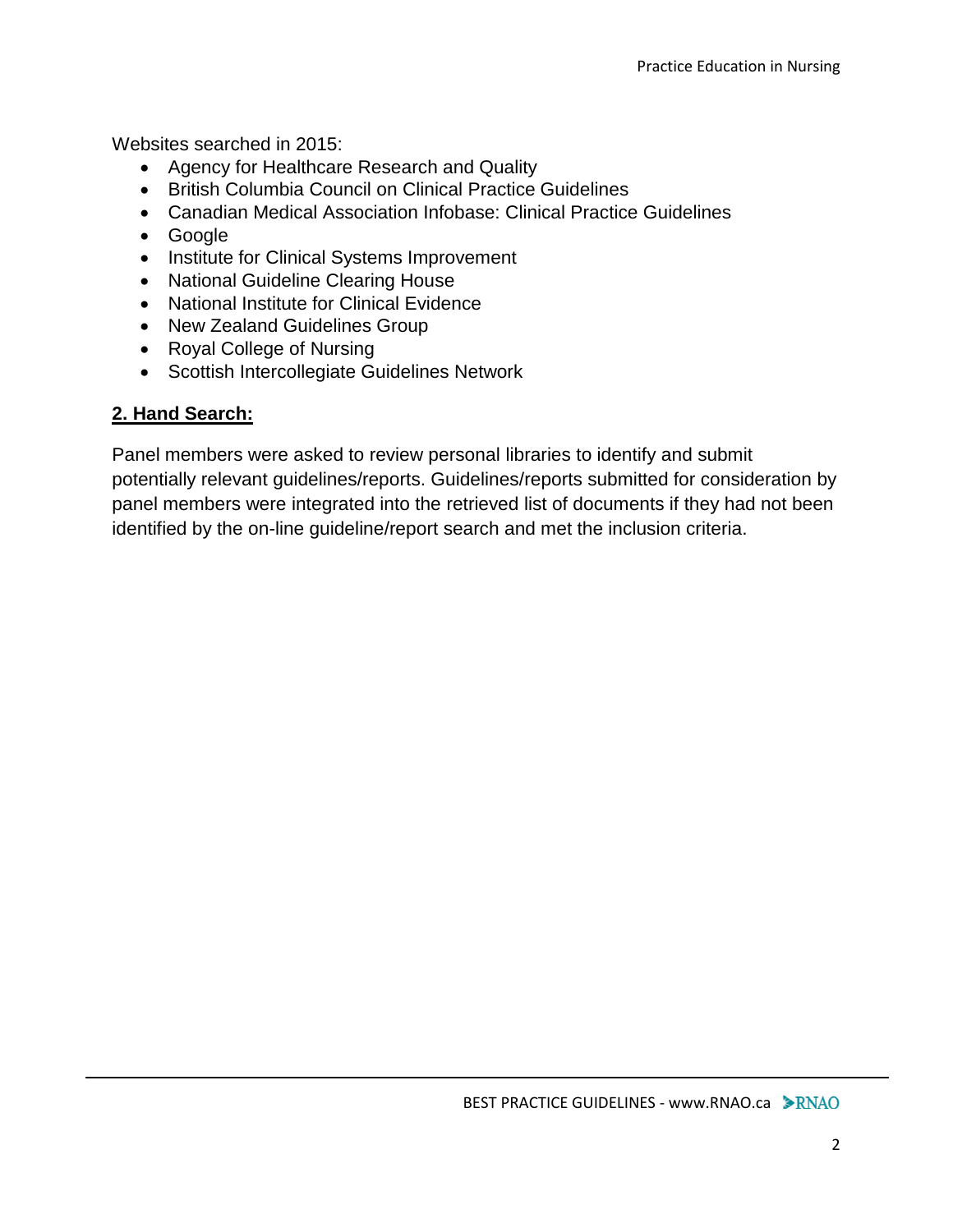Websites searched in 2015:

- Agency for Healthcare Research and Quality
- British Columbia Council on Clinical Practice Guidelines
- Canadian Medical Association Infobase: Clinical Practice Guidelines
- Google
- Institute for Clinical Systems Improvement
- National Guideline Clearing House
- National Institute for Clinical Evidence
- New Zealand Guidelines Group
- Royal College of Nursing
- Scottish Intercollegiate Guidelines Network

## 2. Hand Search:

Panel members were asked to review personal libraries to identify and submit potentially relevant guidelines/reports. Guidelines/reports submitted for consideration by panel members were integrated into the retrieved list of documents if they had not been identified by the on-line guideline/report search and met the inclusion criteria.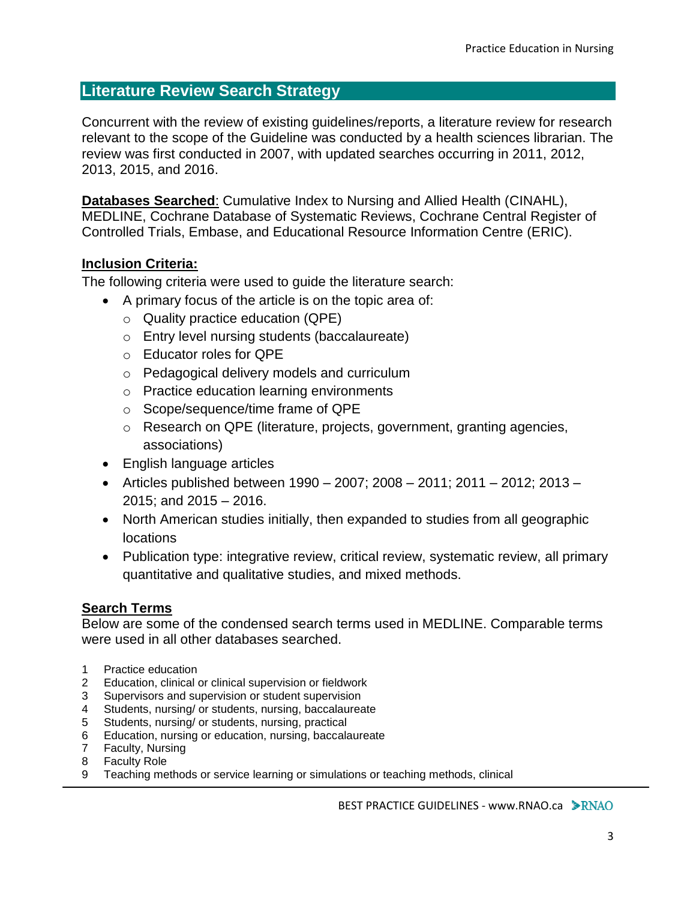## Literature Review Search Strategy

Concurrent with the review of existing guidelines/reports, a literature review for research relevant to the scope of the Guideline was conducted by a health sciences librarian. The review was first conducted in 2007, with updated searches occurring in 2011, 2012, 2013, 2015, and 2016.

**Databases Searched**: Cumulative Index to Nursing and Allied Health (CINAHL), MEDLINE, Cochrane Database of Systematic Reviews, Cochrane Central Register of Controlled Trials, Embase, and Educational Resource Information Centre (ERIC).

**Inclusion Criteria:**

The following criteria were used to guide the literature search:

- A primary focus of the article is on the topic area of:
  - Quality practice education (QPE)
  - Entry level nursing students (baccalaureate)
  - Educator roles for QPE
  - Pedagogical delivery models and curriculum
  - Practice education learning environments
  - Scope/sequence/time frame of QPE
  - Research on QPE (literature, projects, government, granting agencies, associations)
- English language articles
- Articles published between 1990 – 2007; 2008 – 2011; 2011 – 2012; 2013 – 2015; and 2015 – 2016.
- North American studies initially, then expanded to studies from all geographic locations
- Publication type: integrative review, critical review, systematic review, all primary quantitative and qualitative studies, and mixed methods.

**Search Terms**

Below are some of the condensed search terms used in MEDLINE. Comparable terms were used in all other databases searched.

1. Practice education
2. Education, clinical or clinical supervision or fieldwork
3. Supervisors and supervision or student supervision
4. Students, nursing/ or students, nursing, baccalaureate
5. Students, nursing/ or students, nursing, practical
6. Education, nursing or education, nursing, baccalaureate
7. Faculty, Nursing
8. Faculty Role
9. Teaching methods or service learning or simulations or teaching methods, clinical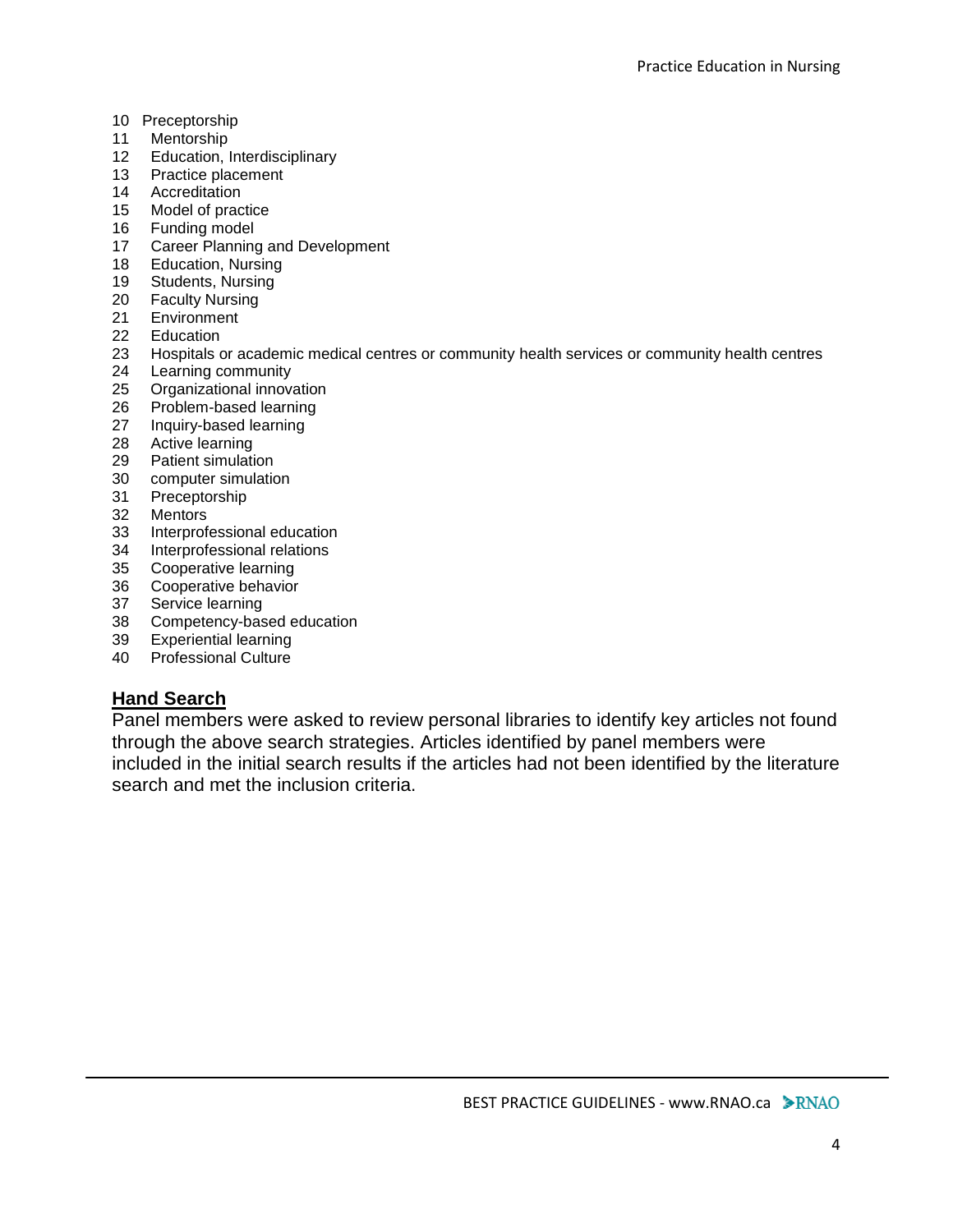10 Preceptorship
11 Mentorship
12 Education, Interdisciplinary
13 Practice placement
14 Accreditation
15 Model of practice
16 Funding model
17 Career Planning and Development
18 Education, Nursing
19 Students, Nursing
20 Faculty Nursing
21 Environment
22 Education
23 Hospitals or academic medical centres or community health services or community health centres
24 Learning community
25 Organizational innovation
26 Problem-based learning
27 Inquiry-based learning
28 Active learning
29 Patient simulation
30 computer simulation
31 Preceptorship
32 Mentors
33 Interprofessional education
34 Interprofessional relations
35 Cooperative learning
36 Cooperative behavior
37 Service learning
38 Competency-based education
39 Experiential learning
40 Professional Culture

## Hand Search

Panel members were asked to review personal libraries to identify key articles not found through the above search strategies. Articles identified by panel members were included in the initial search results if the articles had not been identified by the literature search and met the inclusion criteria.